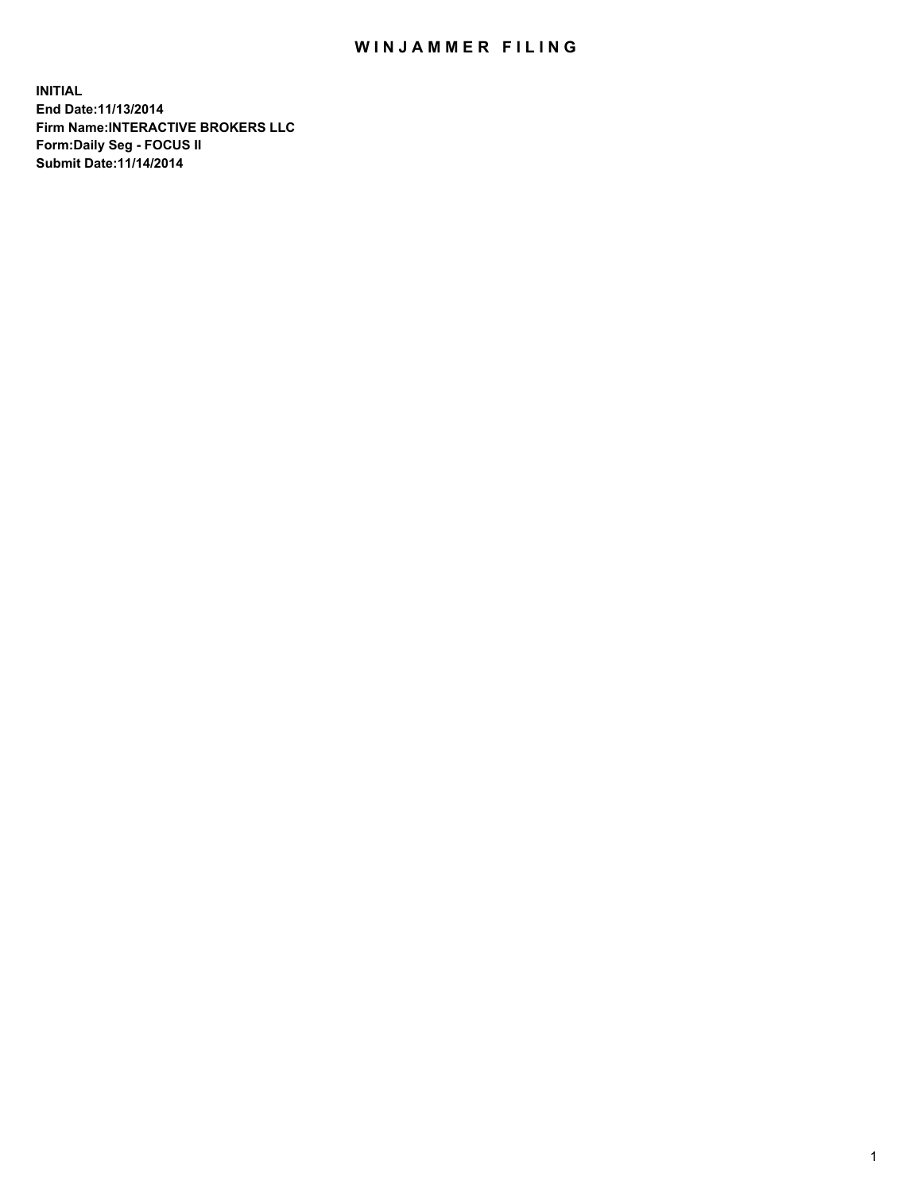# WINJAMMER FILING

**INITIAL**
**End Date:11/13/2014**
**Firm Name:INTERACTIVE BROKERS LLC**
**Form:Daily Seg - FOCUS II**
**Submit Date:11/14/2014**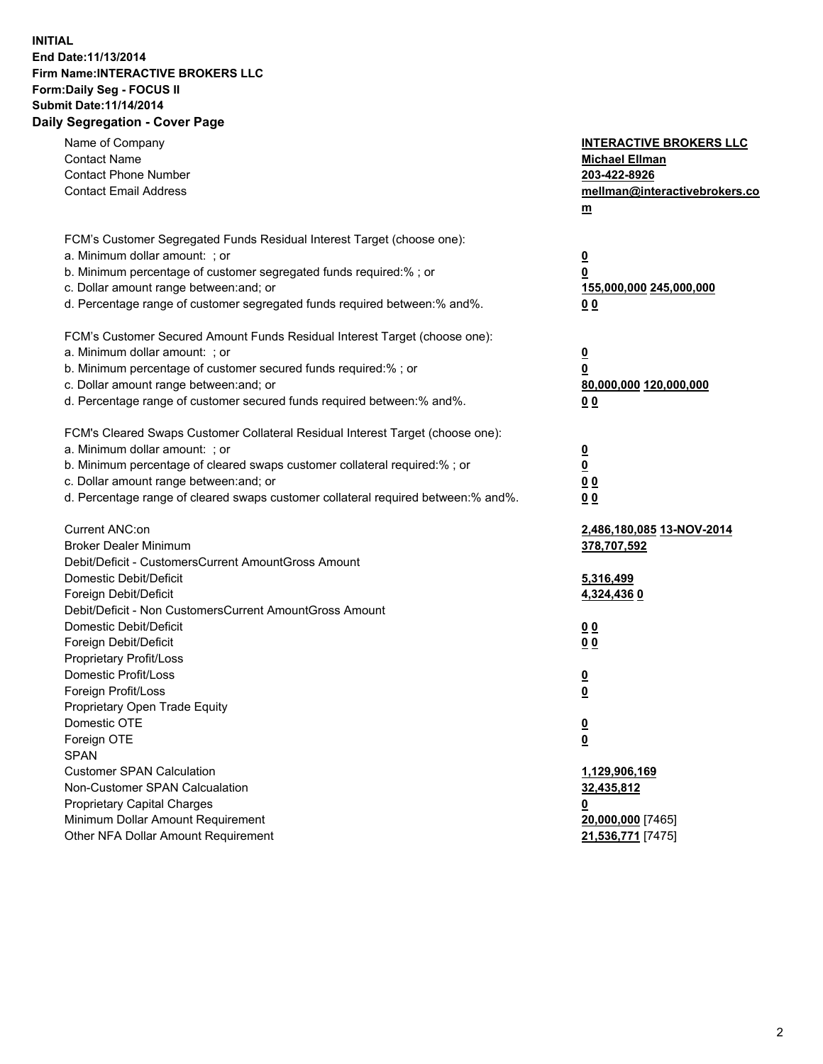**INITIAL**
**End Date:11/13/2014**
**Firm Name:INTERACTIVE BROKERS LLC**
**Form:Daily Seg - FOCUS II**
**Submit Date:11/14/2014**

## Daily Segregation - Cover Page

| | |
|---|---|
| Name of Company | **INTERACTIVE BROKERS LLC** |
| Contact Name | **Michael Ellman** |
| Contact Phone Number | **203-422-8926** |
| Contact Email Address | **mellman@interactivebrokers.com** |
| | |
| FCM's Customer Segregated Funds Residual Interest Target (choose one): | |
| a. Minimum dollar amount: ; or | **0** |
| b. Minimum percentage of customer segregated funds required:% ; or | **0** |
| c. Dollar amount range between:and; or | **155,000,000 245,000,000** |
| d. Percentage range of customer segregated funds required between:% and%. | **0 0** |
| | |
| FCM's Customer Secured Amount Funds Residual Interest Target (choose one): | |
| a. Minimum dollar amount: ; or | **0** |
| b. Minimum percentage of customer secured funds required:% ; or | **0** |
| c. Dollar amount range between:and; or | **80,000,000 120,000,000** |
| d. Percentage range of customer secured funds required between:% and%. | **0 0** |
| | |
| FCM's Cleared Swaps Customer Collateral Residual Interest Target (choose one): | |
| a. Minimum dollar amount: ; or | **0** |
| b. Minimum percentage of cleared swaps customer collateral required:% ; or | **0** |
| c. Dollar amount range between:and; or | **0 0** |
| d. Percentage range of cleared swaps customer collateral required between:% and%. | **0 0** |
| | |
| Current ANC:on | **2,486,180,085 13-NOV-2014** |
| Broker Dealer Minimum | **378,707,592** |
| Debit/Deficit - CustomersCurrent AmountGross Amount | |
| Domestic Debit/Deficit | **5,316,499** |
| Foreign Debit/Deficit | **4,324,436 0** |
| Debit/Deficit - Non CustomersCurrent AmountGross Amount | |
| Domestic Debit/Deficit | **0 0** |
| Foreign Debit/Deficit | **0 0** |
| Proprietary Profit/Loss | |
| Domestic Profit/Loss | **0** |
| Foreign Profit/Loss | **0** |
| Proprietary Open Trade Equity | |
| Domestic OTE | **0** |
| Foreign OTE | **0** |
| SPAN | |
| Customer SPAN Calculation | **1,129,906,169** |
| Non-Customer SPAN Calcualation | **32,435,812** |
| Proprietary Capital Charges | **0** |
| Minimum Dollar Amount Requirement | **20,000,000** [7465] |
| Other NFA Dollar Amount Requirement | **21,536,771** [7475] |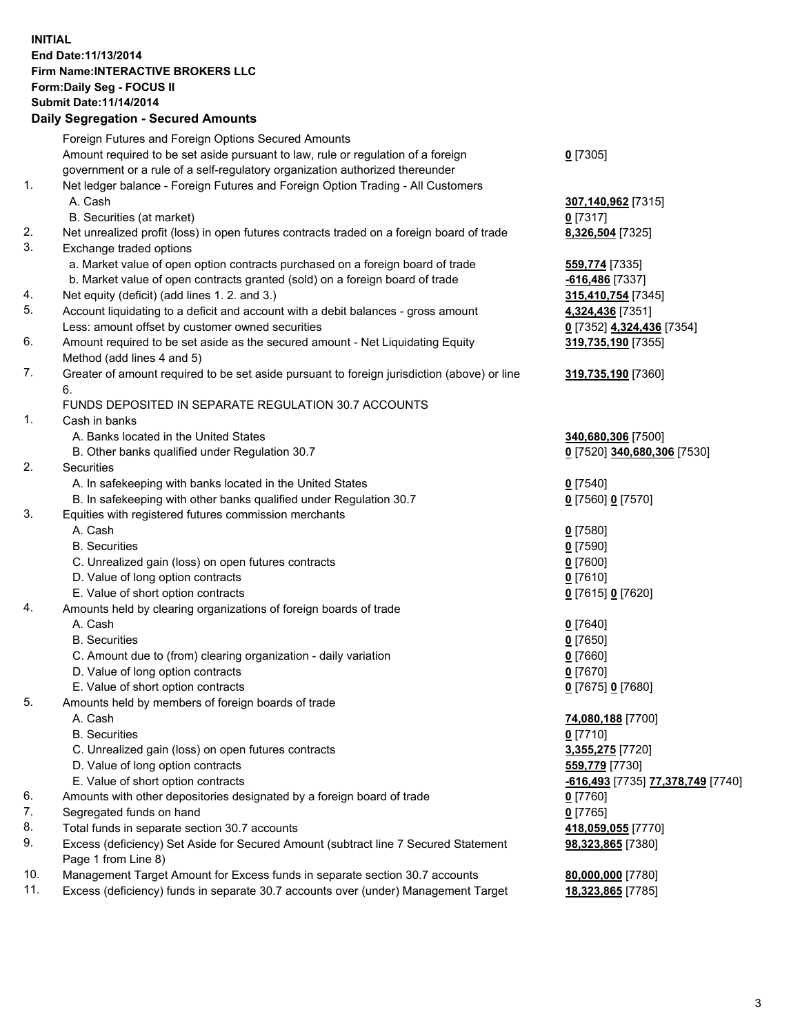**INITIAL**
**End Date:11/13/2014**
**Firm Name:INTERACTIVE BROKERS LLC**
**Form:Daily Seg - FOCUS II**
**Submit Date:11/14/2014**
**Daily Segregation - Secured Amounts**

| | | |
|---|---|---|
| | Foreign Futures and Foreign Options Secured Amounts | |
| | Amount required to be set aside pursuant to law, rule or regulation of a foreign government or a rule of a self-regulatory organization authorized thereunder | **0** [7305] |
| 1. | Net ledger balance - Foreign Futures and Foreign Option Trading - All Customers | |
| | A. Cash | **307,140,962** [7315] |
| | B. Securities (at market) | **0** [7317] |
| 2. | Net unrealized profit (loss) in open futures contracts traded on a foreign board of trade | **8,326,504** [7325] |
| 3. | Exchange traded options | |
| | a. Market value of open option contracts purchased on a foreign board of trade | **559,774** [7335] |
| | b. Market value of open contracts granted (sold) on a foreign board of trade | **-616,486** [7337] |
| 4. | Net equity (deficit) (add lines 1. 2. and 3.) | **315,410,754** [7345] |
| 5. | Account liquidating to a deficit and account with a debit balances - gross amount | **4,324,436** [7351] |
| | Less: amount offset by customer owned securities | **0** [7352] **4,324,436** [7354] |
| 6. | Amount required to be set aside as the secured amount - Net Liquidating Equity Method (add lines 4 and 5) | **319,735,190** [7355] |
| 7. | Greater of amount required to be set aside pursuant to foreign jurisdiction (above) or line 6. | **319,735,190** [7360] |
| | FUNDS DEPOSITED IN SEPARATE REGULATION 30.7 ACCOUNTS | |
| 1. | Cash in banks | |
| | A. Banks located in the United States | **340,680,306** [7500] |
| | B. Other banks qualified under Regulation 30.7 | **0** [7520] **340,680,306** [7530] |
| 2. | Securities | |
| | A. In safekeeping with banks located in the United States | **0** [7540] |
| | B. In safekeeping with other banks qualified under Regulation 30.7 | **0** [7560] **0** [7570] |
| 3. | Equities with registered futures commission merchants | |
| | A. Cash | **0** [7580] |
| | B. Securities | **0** [7590] |
| | C. Unrealized gain (loss) on open futures contracts | **0** [7600] |
| | D. Value of long option contracts | **0** [7610] |
| | E. Value of short option contracts | **0** [7615] **0** [7620] |
| 4. | Amounts held by clearing organizations of foreign boards of trade | |
| | A. Cash | **0** [7640] |
| | B. Securities | **0** [7650] |
| | C. Amount due to (from) clearing organization - daily variation | **0** [7660] |
| | D. Value of long option contracts | **0** [7670] |
| | E. Value of short option contracts | **0** [7675] **0** [7680] |
| 5. | Amounts held by members of foreign boards of trade | |
| | A. Cash | **74,080,188** [7700] |
| | B. Securities | **0** [7710] |
| | C. Unrealized gain (loss) on open futures contracts | **3,355,275** [7720] |
| | D. Value of long option contracts | **559,779** [7730] |
| | E. Value of short option contracts | **-616,493** [7735] **77,378,749** [7740] |
| 6. | Amounts with other depositories designated by a foreign board of trade | **0** [7760] |
| 7. | Segregated funds on hand | **0** [7765] |
| 8. | Total funds in separate section 30.7 accounts | **418,059,055** [7770] |
| 9. | Excess (deficiency) Set Aside for Secured Amount (subtract line 7 Secured Statement Page 1 from Line 8) | **98,323,865** [7380] |
| 10. | Management Target Amount for Excess funds in separate section 30.7 accounts | **80,000,000** [7780] |
| 11. | Excess (deficiency) funds in separate 30.7 accounts over (under) Management Target | **18,323,865** [7785] |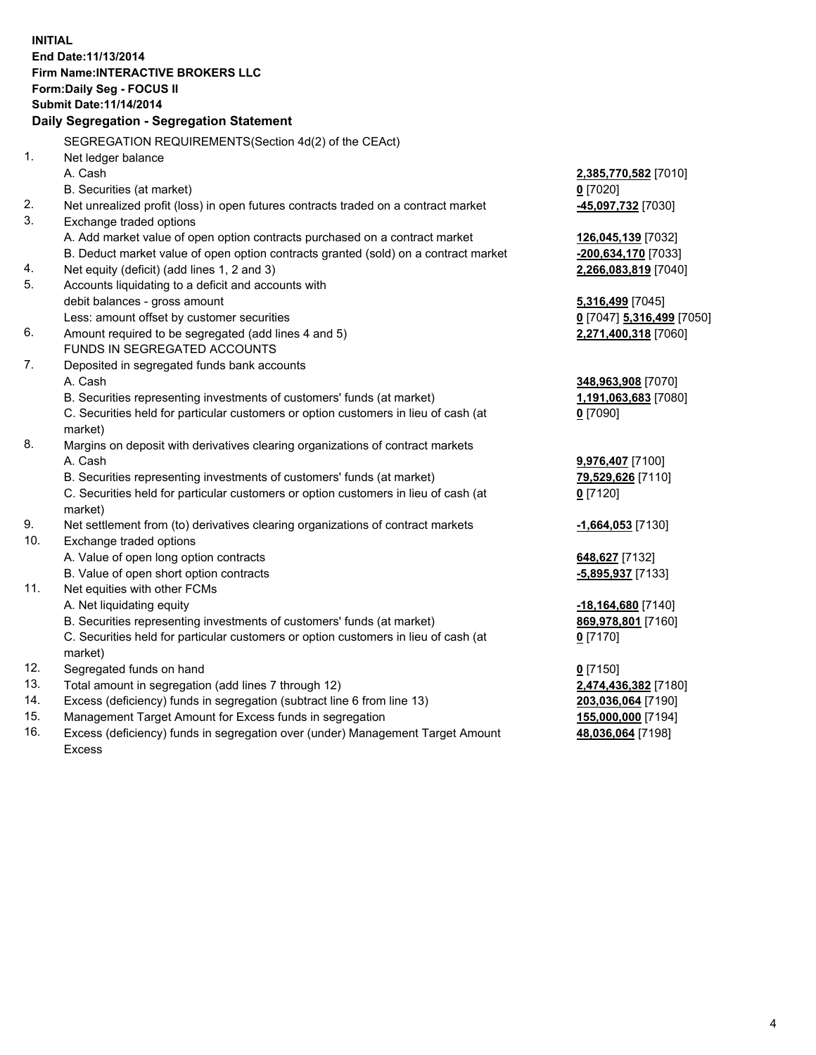**INITIAL**
**End Date:11/13/2014**
**Firm Name:INTERACTIVE BROKERS LLC**
**Form:Daily Seg - FOCUS II**
**Submit Date:11/14/2014**

**Daily Segregation - Segregation Statement**

| | | |
|---|---|---|
| | SEGREGATION REQUIREMENTS(Section 4d(2) of the CEAct) | |
| 1. | Net ledger balance | |
| | A. Cash | **2,385,770,582** [7010] |
| | B. Securities (at market) | **0** [7020] |
| 2. | Net unrealized profit (loss) in open futures contracts traded on a contract market | **-45,097,732** [7030] |
| 3. | Exchange traded options | |
| | A. Add market value of open option contracts purchased on a contract market | **126,045,139** [7032] |
| | B. Deduct market value of open option contracts granted (sold) on a contract market | **-200,634,170** [7033] |
| 4. | Net equity (deficit) (add lines 1, 2 and 3) | **2,266,083,819** [7040] |
| 5. | Accounts liquidating to a deficit and accounts with debit balances - gross amount | **5,316,499** [7045] |
| | Less: amount offset by customer securities | **0** [7047] **5,316,499** [7050] |
| 6. | Amount required to be segregated (add lines 4 and 5) | **2,271,400,318** [7060] |
| | FUNDS IN SEGREGATED ACCOUNTS | |
| 7. | Deposited in segregated funds bank accounts | |
| | A. Cash | **348,963,908** [7070] |
| | B. Securities representing investments of customers' funds (at market) | **1,191,063,683** [7080] |
| | C. Securities held for particular customers or option customers in lieu of cash (at market) | **0** [7090] |
| 8. | Margins on deposit with derivatives clearing organizations of contract markets | |
| | A. Cash | **9,976,407** [7100] |
| | B. Securities representing investments of customers' funds (at market) | **79,529,626** [7110] |
| | C. Securities held for particular customers or option customers in lieu of cash (at market) | **0** [7120] |
| 9. | Net settlement from (to) derivatives clearing organizations of contract markets | **-1,664,053** [7130] |
| 10. | Exchange traded options | |
| | A. Value of open long option contracts | **648,627** [7132] |
| | B. Value of open short option contracts | **-5,895,937** [7133] |
| 11. | Net equities with other FCMs | |
| | A. Net liquidating equity | **-18,164,680** [7140] |
| | B. Securities representing investments of customers' funds (at market) | **869,978,801** [7160] |
| | C. Securities held for particular customers or option customers in lieu of cash (at market) | **0** [7170] |
| 12. | Segregated funds on hand | **0** [7150] |
| 13. | Total amount in segregation (add lines 7 through 12) | **2,474,436,382** [7180] |
| 14. | Excess (deficiency) funds in segregation (subtract line 6 from line 13) | **203,036,064** [7190] |
| 15. | Management Target Amount for Excess funds in segregation | **155,000,000** [7194] |
| 16. | Excess (deficiency) funds in segregation over (under) Management Target Amount Excess | **48,036,064** [7198] |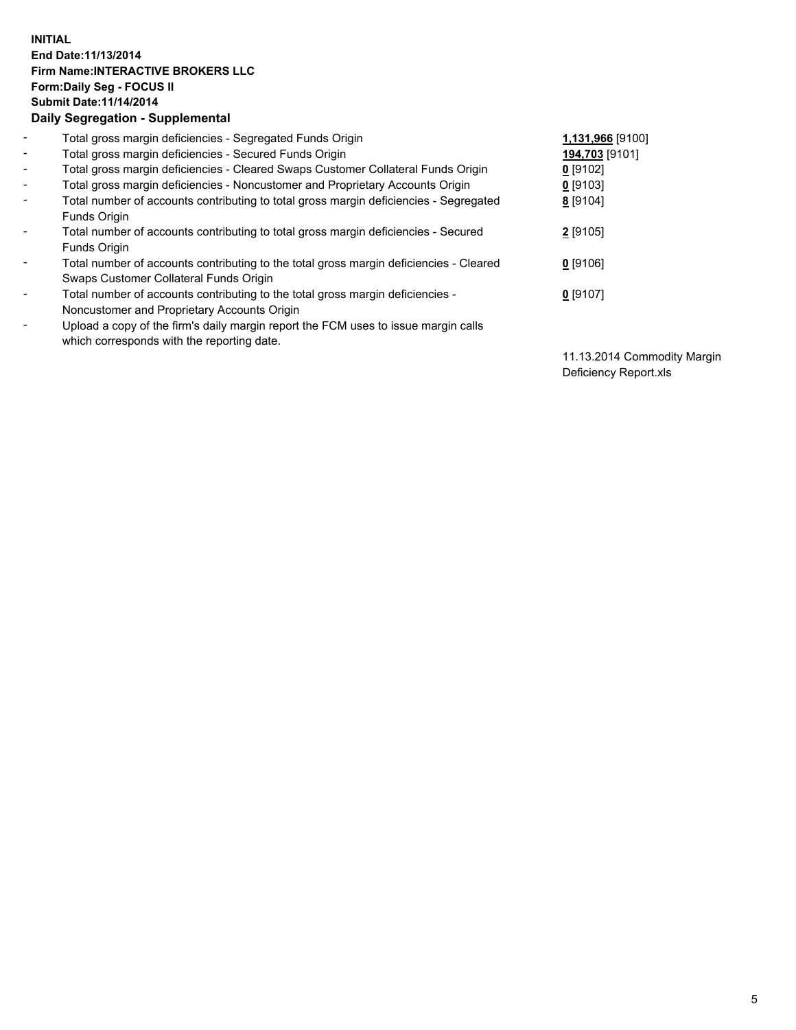**INITIAL**
**End Date:11/13/2014**
**Firm Name:INTERACTIVE BROKERS LLC**
**Form:Daily Seg - FOCUS II**
**Submit Date:11/14/2014**
**Daily Segregation - Supplemental**

| | | |
|---|---|---|
| - | Total gross margin deficiencies - Segregated Funds Origin | **1,131,966** [9100] |
| - | Total gross margin deficiencies - Secured Funds Origin | **194,703** [9101] |
| - | Total gross margin deficiencies - Cleared Swaps Customer Collateral Funds Origin | **0** [9102] |
| - | Total gross margin deficiencies - Noncustomer and Proprietary Accounts Origin | **0** [9103] |
| - | Total number of accounts contributing to total gross margin deficiencies - Segregated Funds Origin | **8** [9104] |
| - | Total number of accounts contributing to total gross margin deficiencies - Secured Funds Origin | **2** [9105] |
| - | Total number of accounts contributing to the total gross margin deficiencies - Cleared Swaps Customer Collateral Funds Origin | **0** [9106] |
| - | Total number of accounts contributing to the total gross margin deficiencies - Noncustomer and Proprietary Accounts Origin | **0** [9107] |
| - | Upload a copy of the firm's daily margin report the FCM uses to issue margin calls which corresponds with the reporting date. | 11.13.2014 Commodity Margin Deficiency Report.xls |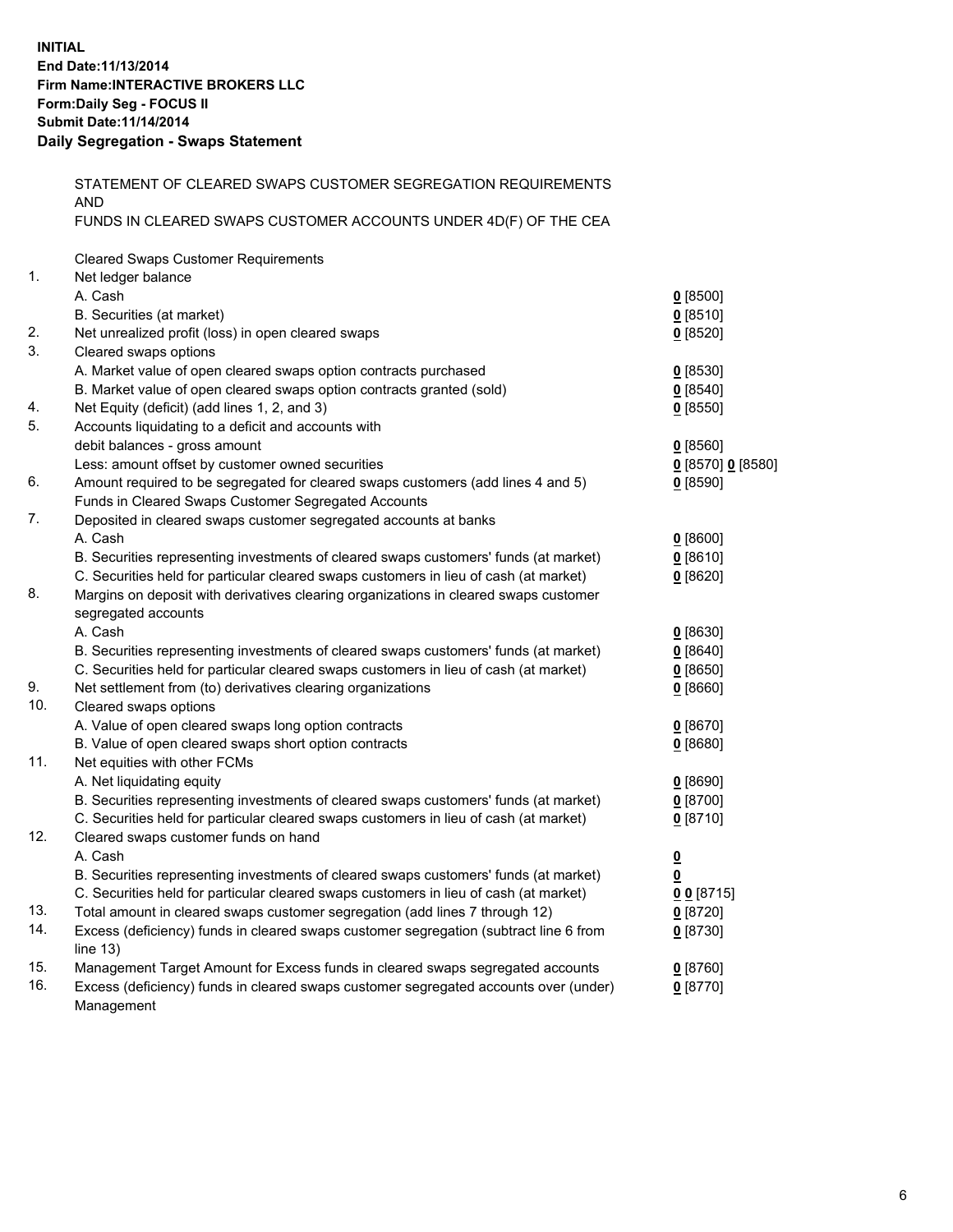**INITIAL**
**End Date:11/13/2014**
**Firm Name:INTERACTIVE BROKERS LLC**
**Form:Daily Seg - FOCUS II**
**Submit Date:11/14/2014**
**Daily Segregation - Swaps Statement**

STATEMENT OF CLEARED SWAPS CUSTOMER SEGREGATION REQUIREMENTS
AND
FUNDS IN CLEARED SWAPS CUSTOMER ACCOUNTS UNDER 4D(F) OF THE CEA

| | | |
|---|---|---|
| | Cleared Swaps Customer Requirements | |
| 1. | Net ledger balance | |
| | A. Cash | 0 [8500] |
| | B. Securities (at market) | 0 [8510] |
| 2. | Net unrealized profit (loss) in open cleared swaps | 0 [8520] |
| 3. | Cleared swaps options | |
| | A. Market value of open cleared swaps option contracts purchased | 0 [8530] |
| | B. Market value of open cleared swaps option contracts granted (sold) | 0 [8540] |
| 4. | Net Equity (deficit) (add lines 1, 2, and 3) | 0 [8550] |
| 5. | Accounts liquidating to a deficit and accounts with debit balances - gross amount | 0 [8560] |
| | Less: amount offset by customer owned securities | 0 [8570] 0 [8580] |
| 6. | Amount required to be segregated for cleared swaps customers (add lines 4 and 5) | 0 [8590] |
| | Funds in Cleared Swaps Customer Segregated Accounts | |
| 7. | Deposited in cleared swaps customer segregated accounts at banks | |
| | A. Cash | 0 [8600] |
| | B. Securities representing investments of cleared swaps customers' funds (at market) | 0 [8610] |
| | C. Securities held for particular cleared swaps customers in lieu of cash (at market) | 0 [8620] |
| 8. | Margins on deposit with derivatives clearing organizations in cleared swaps customer segregated accounts | |
| | A. Cash | 0 [8630] |
| | B. Securities representing investments of cleared swaps customers' funds (at market) | 0 [8640] |
| | C. Securities held for particular cleared swaps customers in lieu of cash (at market) | 0 [8650] |
| 9. | Net settlement from (to) derivatives clearing organizations | 0 [8660] |
| 10. | Cleared swaps options | |
| | A. Value of open cleared swaps long option contracts | 0 [8670] |
| | B. Value of open cleared swaps short option contracts | 0 [8680] |
| 11. | Net equities with other FCMs | |
| | A. Net liquidating equity | 0 [8690] |
| | B. Securities representing investments of cleared swaps customers' funds (at market) | 0 [8700] |
| | C. Securities held for particular cleared swaps customers in lieu of cash (at market) | 0 [8710] |
| 12. | Cleared swaps customer funds on hand | |
| | A. Cash | 0 |
| | B. Securities representing investments of cleared swaps customers' funds (at market) | 0 |
| | C. Securities held for particular cleared swaps customers in lieu of cash (at market) | 0 0 [8715] |
| 13. | Total amount in cleared swaps customer segregation (add lines 7 through 12) | 0 [8720] |
| 14. | Excess (deficiency) funds in cleared swaps customer segregation (subtract line 6 from line 13) | 0 [8730] |
| 15. | Management Target Amount for Excess funds in cleared swaps segregated accounts | 0 [8760] |
| 16. | Excess (deficiency) funds in cleared swaps customer segregated accounts over (under) Management | 0 [8770] |